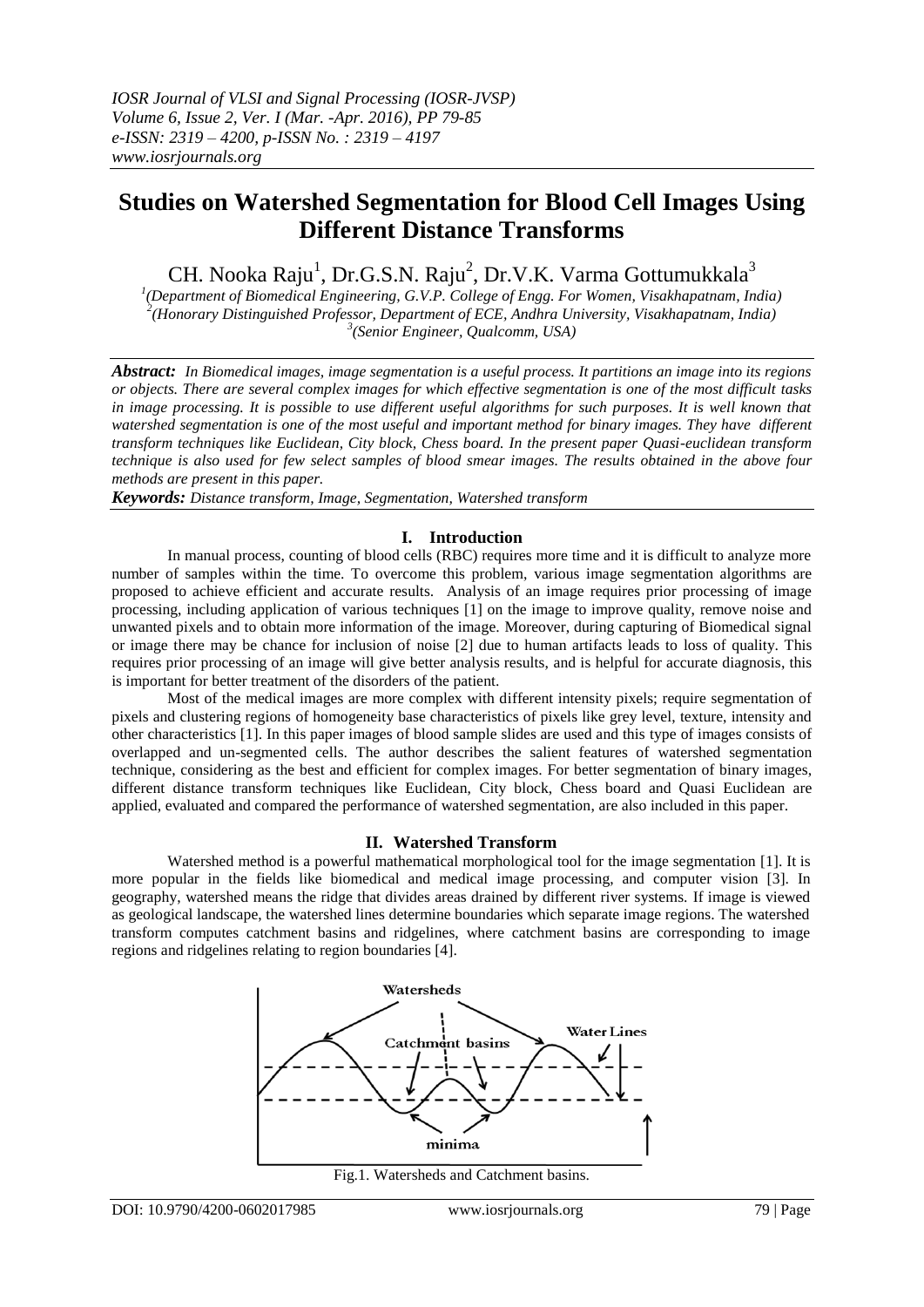# Studies on Watershed Segmentation for Blood Cell Images Using Different Distance Transforms

CH. Nooka Raju[1], Dr.G.S.N. Raju[2], Dr.V.K. Varma Gottumukkala[3]

[1](Department of Biomedical Engineering, G.V.P. College of Engg. For Women, Visakhapatnam, India)
[2](Honorary Distinguished Professor, Department of ECE, Andhra University, Visakhapatnam, India)
[3](Senior Engineer, Qualcomm, USA)

***Abstract:*** *In Biomedical images, image segmentation is a useful process. It partitions an image into its regions or objects. There are several complex images for which effective segmentation is one of the most difficult tasks in image processing. It is possible to use different useful algorithms for such purposes. It is well known that watershed segmentation is one of the most useful and important method for binary images. They have different transform techniques like Euclidean, City block, Chess board. In the present paper Quasi-euclidean transform technique is also used for few select samples of blood smear images. The results obtained in the above four methods are present in this paper.*

***Keywords:*** *Distance transform, Image, Segmentation, Watershed transform*

## I. Introduction

In manual process, counting of blood cells (RBC) requires more time and it is difficult to analyze more number of samples within the time. To overcome this problem, various image segmentation algorithms are proposed to achieve efficient and accurate results. Analysis of an image requires prior processing of image processing, including application of various techniques [1] on the image to improve quality, remove noise and unwanted pixels and to obtain more information of the image. Moreover, during capturing of Biomedical signal or image there may be chance for inclusion of noise [2] due to human artifacts leads to loss of quality. This requires prior processing of an image will give better analysis results, and is helpful for accurate diagnosis, this is important for better treatment of the disorders of the patient.

Most of the medical images are more complex with different intensity pixels; require segmentation of pixels and clustering regions of homogeneity base characteristics of pixels like grey level, texture, intensity and other characteristics [1]. In this paper images of blood sample slides are used and this type of images consists of overlapped and un-segmented cells. The author describes the salient features of watershed segmentation technique, considering as the best and efficient for complex images. For better segmentation of binary images, different distance transform techniques like Euclidean, City block, Chess board and Quasi Euclidean are applied, evaluated and compared the performance of watershed segmentation, are also included in this paper.

## II. Watershed Transform

Watershed method is a powerful mathematical morphological tool for the image segmentation [1]. It is more popular in the fields like biomedical and medical image processing, and computer vision [3]. In geography, watershed means the ridge that divides areas drained by different river systems. If image is viewed as geological landscape, the watershed lines determine boundaries which separate image regions. The watershed transform computes catchment basins and ridgelines, where catchment basins are corresponding to image regions and ridgelines relating to region boundaries [4].

Fig.1. Watersheds and Catchment basins.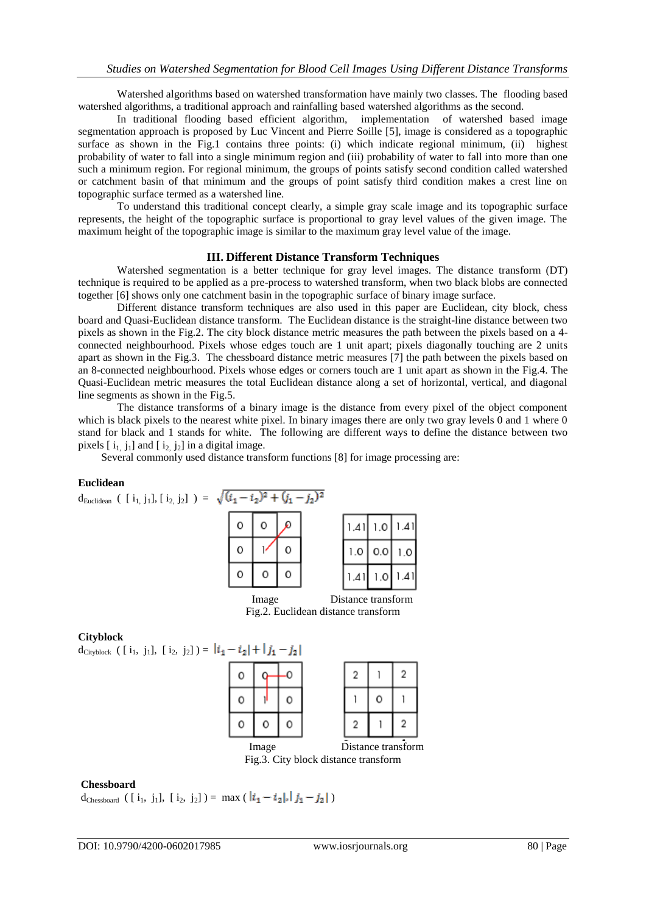Watershed algorithms based on watershed transformation have mainly two classes. The flooding based watershed algorithms, a traditional approach and rainfalling based watershed algorithms as the second.

In traditional flooding based efficient algorithm, implementation of watershed based image segmentation approach is proposed by Luc Vincent and Pierre Soille [5], image is considered as a topographic surface as shown in the Fig.1 contains three points: (i) which indicate regional minimum, (ii) highest probability of water to fall into a single minimum region and (iii) probability of water to fall into more than one such a minimum region. For regional minimum, the groups of points satisfy second condition called watershed or catchment basin of that minimum and the groups of point satisfy third condition makes a crest line on topographic surface termed as a watershed line.

To understand this traditional concept clearly, a simple gray scale image and its topographic surface represents, the height of the topographic surface is proportional to gray level values of the given image. The maximum height of the topographic image is similar to the maximum gray level value of the image.

## III. Different Distance Transform Techniques

Watershed segmentation is a better technique for gray level images. The distance transform (DT) technique is required to be applied as a pre-process to watershed transform, when two black blobs are connected together [6] shows only one catchment basin in the topographic surface of binary image surface.

Different distance transform techniques are also used in this paper are Euclidean, city block, chess board and Quasi-Euclidean distance transform. The Euclidean distance is the straight-line distance between two pixels as shown in the Fig.2. The city block distance metric measures the path between the pixels based on a 4-connected neighbourhood. Pixels whose edges touch are 1 unit apart; pixels diagonally touching are 2 units apart as shown in the Fig.3. The chessboard distance metric measures [7] the path between the pixels based on an 8-connected neighbourhood. Pixels whose edges or corners touch are 1 unit apart as shown in the Fig.4. The Quasi-Euclidean metric measures the total Euclidean distance along a set of horizontal, vertical, and diagonal line segments as shown in the Fig.5.

The distance transforms of a binary image is the distance from every pixel of the object component which is black pixels to the nearest white pixel. In binary images there are only two gray levels 0 and 1 where 0 stand for black and 1 stands for white. The following are different ways to define the distance between two pixels [ $i_1$, $j_1$] and [ $i_2$, $j_2$] in a digital image.

Several commonly used distance transform functions [8] for image processing are:

**Euclidean**

$$d_{Euclidean}\left( [i_1, j_1], [i_2, j_2] \right) = \sqrt{(i_1 - i_2)^2 + (j_1 - j_2)^2}$$

Image:

| | | |
|---|---|---|
| 0 | 0 | 0 |
| 0 | 1 | 0 |
| 0 | 0 | 0 |

Distance transform:

| | | |
|---|---|---|
| 1.41 | 1.0 | 1.41 |
| 1.0 | 0.0 | 1.0 |
| 1.41 | 1.0 | 1.41 |

Fig.2. Euclidean distance transform

**Cityblock**

$$d_{Cityblock}\left( [i_1, j_1], [i_2, j_2] \right) = |i_1 - i_2| + |j_1 - j_2|$$

Image:

| | | |
|---|---|---|
| 0 | 0 | 0 |
| 0 | 1 | 0 |
| 0 | 0 | 0 |

Distance transform:

| | | |
|---|---|---|
| 2 | 1 | 2 |
| 1 | 0 | 1 |
| 2 | 1 | 2 |

Fig.3. City block distance transform

**Chessboard**

$$d_{Chessboard}\left( [i_1, j_1], [i_2, j_2] \right) = \max\left( |i_1 - i_2|, |j_1 - j_2| \right)$$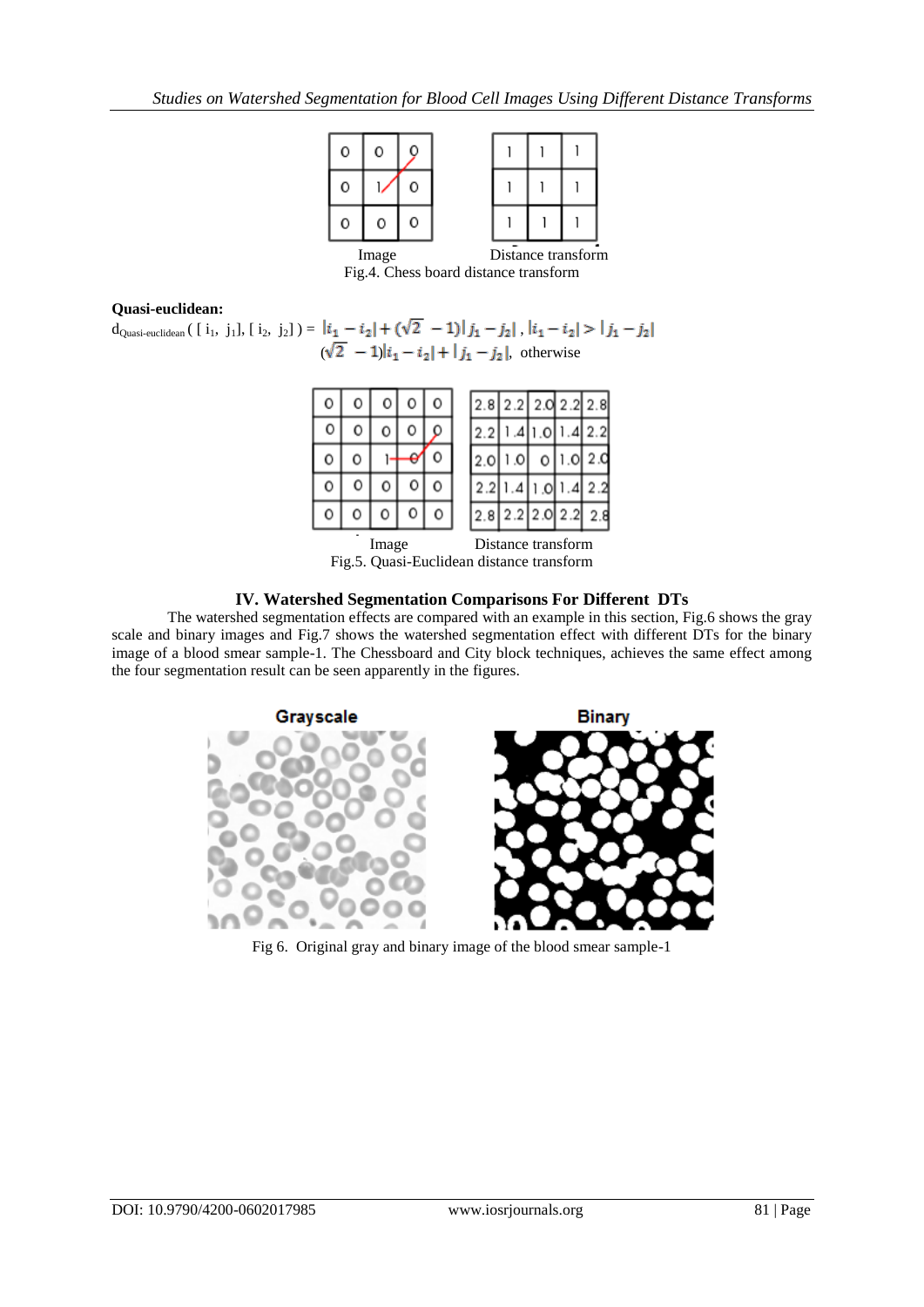| 0 | 0 | 0 |
|---|---|---|
| 0 | 1 | 0 |
| 0 | 0 | 0 |

| 1 | 1 | 1 |
|---|---|---|
| 1 | 1 | 1 |
| 1 | 1 | 1 |

Image Distance transform

Fig.4. Chess board distance transform

**Quasi-euclidean:**

$$d_{\text{Quasi-euclidean}}([i_1, j_1], [i_2, j_2]) = \begin{cases} |i_1 - i_2| + (\sqrt{2} - 1)|j_1 - j_2|, & |i_1 - i_2| > |j_1 - j_2| \\ (\sqrt{2} - 1)|i_1 - i_2| + |j_1 - j_2|, & \text{otherwise} \end{cases}$$

| 0 | 0 | 0 | 0 | 0 |
|---|---|---|---|---|
| 0 | 0 | 0 | 0 | 0 |
| 0 | 0 | 1 | 0 | 0 |
| 0 | 0 | 0 | 0 | 0 |
| 0 | 0 | 0 | 0 | 0 |

| 2.8 | 2.2 | 2.0 | 2.2 | 2.8 |
|---|---|---|---|---|
| 2.2 | 1.4 | 1.0 | 1.4 | 2.2 |
| 2.0 | 1.0 | 0 | 1.0 | 2.0 |
| 2.2 | 1.4 | 1.0 | 1.4 | 2.2 |
| 2.8 | 2.2 | 2.0 | 2.2 | 2.8 |

Image Distance transform

Fig.5. Quasi-Euclidean distance transform

## IV. Watershed Segmentation Comparisons For Different DTs

The watershed segmentation effects are compared with an example in this section, Fig.6 shows the gray scale and binary images and Fig.7 shows the watershed segmentation effect with different DTs for the binary image of a blood smear sample-1. The Chessboard and City block techniques, achieves the same effect among the four segmentation result can be seen apparently in the figures.

Grayscale Binary

Fig 6. Original gray and binary image of the blood smear sample-1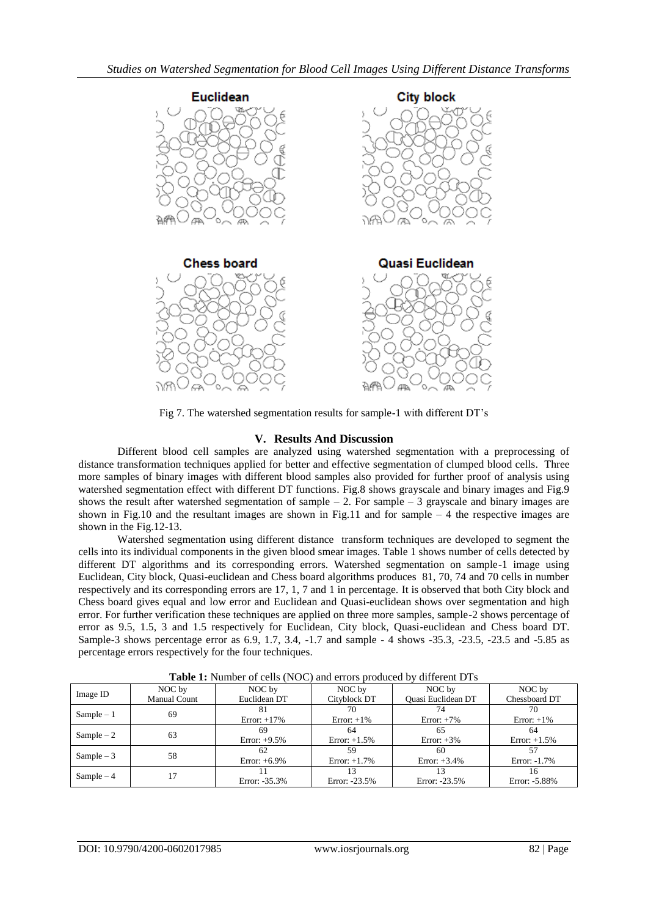Fig 7. The watershed segmentation results for sample-1 with different DT's

## V. Results And Discussion

Different blood cell samples are analyzed using watershed segmentation with a preprocessing of distance transformation techniques applied for better and effective segmentation of clumped blood cells. Three more samples of binary images with different blood samples also provided for further proof of analysis using watershed segmentation effect with different DT functions. Fig.8 shows grayscale and binary images and Fig.9 shows the result after watershed segmentation of sample – 2. For sample – 3 grayscale and binary images are shown in Fig.10 and the resultant images are shown in Fig.11 and for sample – 4 the respective images are shown in the Fig.12-13.

Watershed segmentation using different distance transform techniques are developed to segment the cells into its individual components in the given blood smear images. Table 1 shows number of cells detected by different DT algorithms and its corresponding errors. Watershed segmentation on sample-1 image using Euclidean, City block, Quasi-euclidean and Chess board algorithms produces 81, 70, 74 and 70 cells in number respectively and its corresponding errors are 17, 1, 7 and 1 in percentage. It is observed that both City block and Chess board gives equal and low error and Euclidean and Quasi-euclidean shows over segmentation and high error. For further verification these techniques are applied on three more samples, sample-2 shows percentage of error as 9.5, 1.5, 3 and 1.5 respectively for Euclidean, City block, Quasi-euclidean and Chess board DT. Sample-3 shows percentage error as 6.9, 1.7, 3.4, -1.7 and sample - 4 shows -35.3, -23.5, -23.5 and -5.85 as percentage errors respectively for the four techniques.

**Table 1:** Number of cells (NOC) and errors produced by different DTs

| Image ID | NOC by Manual Count | NOC by Euclidean DT | NOC by Cityblock DT | NOC by Quasi Euclidean DT | NOC by Chessboard DT |
|---|---|---|---|---|---|
| Sample – 1 | 69 | 81<br>Error: +17% | 70<br>Error: +1% | 74<br>Error: +7% | 70<br>Error: +1% |
| Sample – 2 | 63 | 69<br>Error: +9.5% | 64<br>Error: +1.5% | 65<br>Error: +3% | 64<br>Error: +1.5% |
| Sample – 3 | 58 | 62<br>Error: +6.9% | 59<br>Error: +1.7% | 60<br>Error: +3.4% | 57<br>Error: -1.7% |
| Sample – 4 | 17 | 11<br>Error: -35.3% | 13<br>Error: -23.5% | 13<br>Error: -23.5% | 16<br>Error: -5.88% |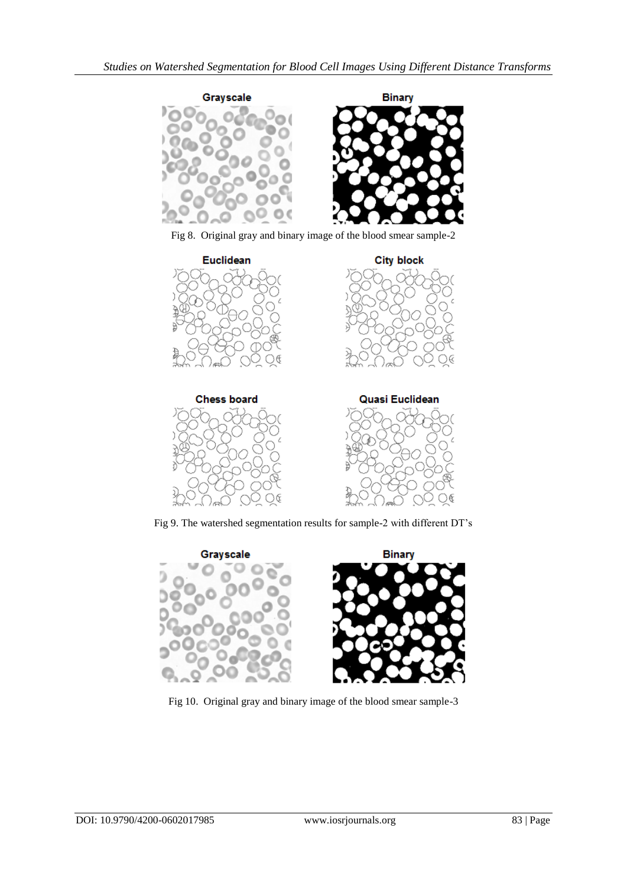Fig 8. Original gray and binary image of the blood smear sample-2

Fig 9. The watershed segmentation results for sample-2 with different DT's

Fig 10. Original gray and binary image of the blood smear sample-3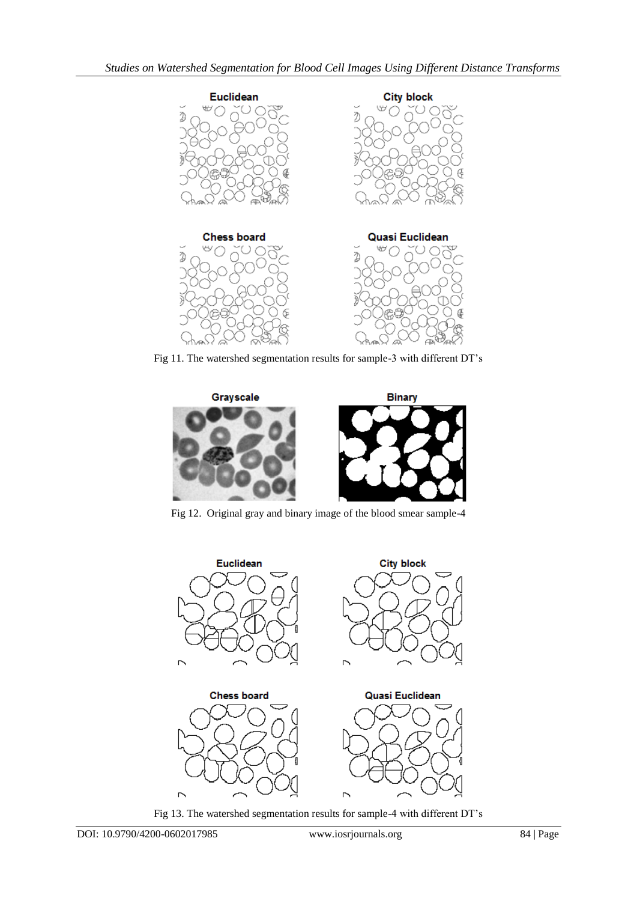Fig 11. The watershed segmentation results for sample-3 with different DT's

Fig 12. Original gray and binary image of the blood smear sample-4

Fig 13. The watershed segmentation results for sample-4 with different DT's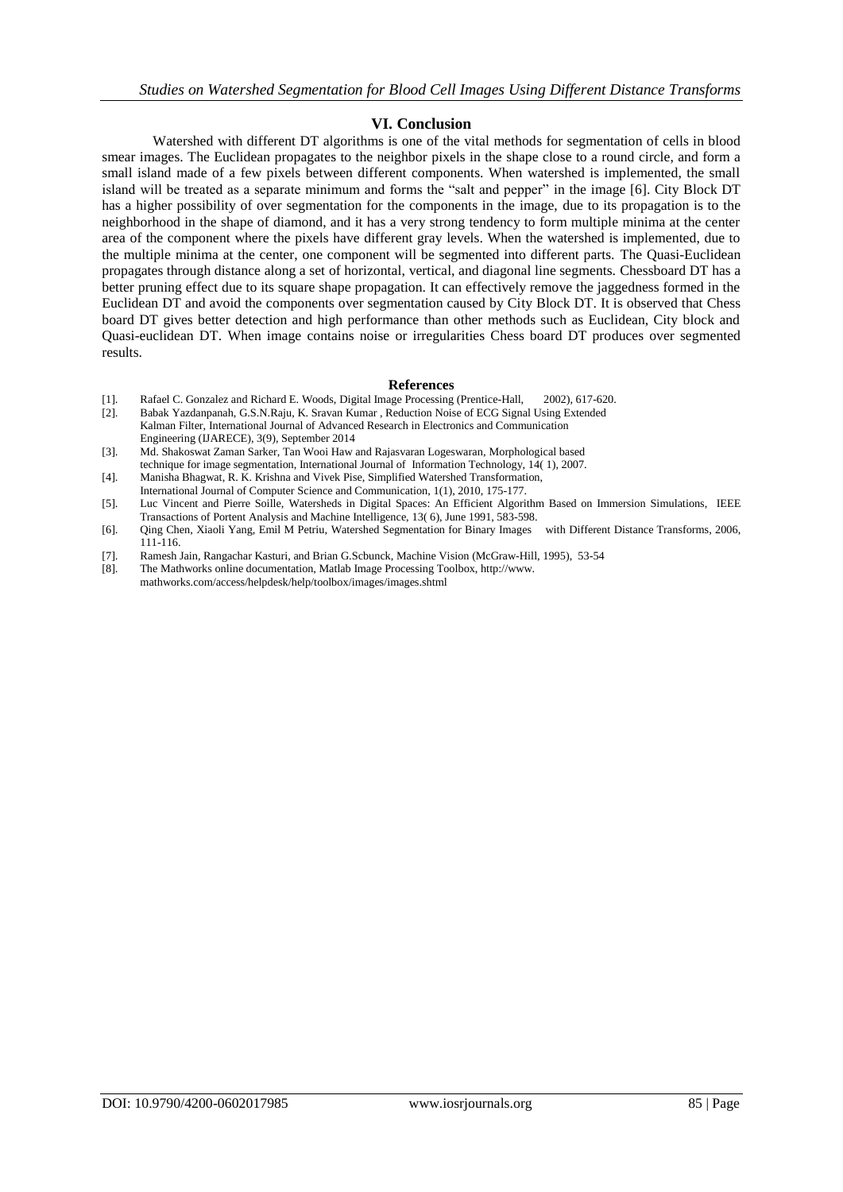## VI. Conclusion

Watershed with different DT algorithms is one of the vital methods for segmentation of cells in blood smear images. The Euclidean propagates to the neighbor pixels in the shape close to a round circle, and form a small island made of a few pixels between different components. When watershed is implemented, the small island will be treated as a separate minimum and forms the "salt and pepper" in the image [6]. City Block DT has a higher possibility of over segmentation for the components in the image, due to its propagation is to the neighborhood in the shape of diamond, and it has a very strong tendency to form multiple minima at the center area of the component where the pixels have different gray levels. When the watershed is implemented, due to the multiple minima at the center, one component will be segmented into different parts. The Quasi-Euclidean propagates through distance along a set of horizontal, vertical, and diagonal line segments. Chessboard DT has a better pruning effect due to its square shape propagation. It can effectively remove the jaggedness formed in the Euclidean DT and avoid the components over segmentation caused by City Block DT. It is observed that Chess board DT gives better detection and high performance than other methods such as Euclidean, City block and Quasi-euclidean DT. When image contains noise or irregularities Chess board DT produces over segmented results.

## References

[1]. Rafael C. Gonzalez and Richard E. Woods, Digital Image Processing (Prentice-Hall, 2002), 617-620.

[2]. Babak Yazdanpanah, G.S.N.Raju, K. Sravan Kumar , Reduction Noise of ECG Signal Using Extended Kalman Filter, International Journal of Advanced Research in Electronics and Communication Engineering (IJARECE), 3(9), September 2014

[3]. Md. Shakoswat Zaman Sarker, Tan Wooi Haw and Rajasvaran Logeswaran, Morphological based technique for image segmentation, International Journal of Information Technology, 14( 1), 2007.

[4]. Manisha Bhagwat, R. K. Krishna and Vivek Pise, Simplified Watershed Transformation, International Journal of Computer Science and Communication, 1(1), 2010, 175-177.

[5]. Luc Vincent and Pierre Soille, Watersheds in Digital Spaces: An Efficient Algorithm Based on Immersion Simulations, IEEE Transactions of Portent Analysis and Machine Intelligence, 13( 6), June 1991, 583-598.

[6]. Qing Chen, Xiaoli Yang, Emil M Petriu, Watershed Segmentation for Binary Images with Different Distance Transforms, 2006, 111-116.

[7]. Ramesh Jain, Rangachar Kasturi, and Brian G.Scbunck, Machine Vision (McGraw-Hill, 1995), 53-54

[8]. The Mathworks online documentation, Matlab Image Processing Toolbox, http://www.mathworks.com/access/helpdesk/help/toolbox/images/images.shtml